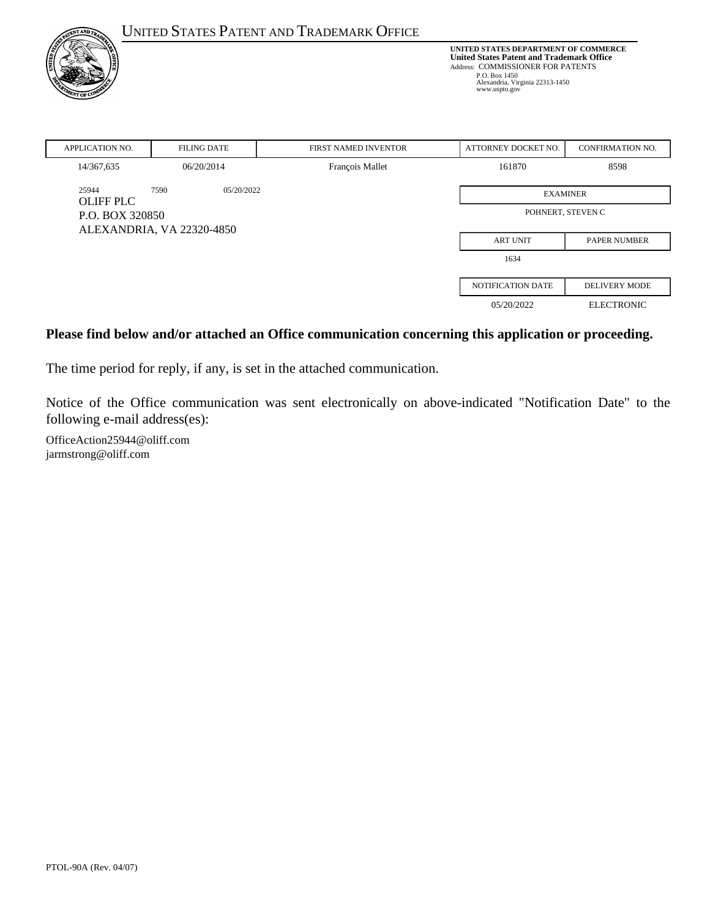# UNITED STATES PATENT AND TRADEMARK OFFICE

**UNITED STATES DEPARTMENT OF COMMERCE**
**United States Patent and Trademark Office**
Address: COMMISSIONER FOR PATENTS
P.O. Box 1450
Alexandria, Virginia 22313-1450
www.uspto.gov

| APPLICATION NO. | FILING DATE | FIRST NAMED INVENTOR | ATTORNEY DOCKET NO. | CONFIRMATION NO. |
|---|---|---|---|---|
| 14/367,635 | 06/20/2014 | François Mallet | 161870 | 8598 |

25944 7590 05/20/2022
OLIFF PLC
P.O. BOX 320850
ALEXANDRIA, VA 22320-4850

| EXAMINER | |
|---|---|
| POHNERT, STEVEN C | |

| ART UNIT | PAPER NUMBER |
|---|---|
| 1634 | |

| NOTIFICATION DATE | DELIVERY MODE |
|---|---|
| 05/20/2022 | ELECTRONIC |

**Please find below and/or attached an Office communication concerning this application or proceeding.**

The time period for reply, if any, is set in the attached communication.

Notice of the Office communication was sent electronically on above-indicated "Notification Date" to the following e-mail address(es):

OfficeAction25944@oliff.com
jarmstrong@oliff.com

PTOL-90A (Rev. 04/07)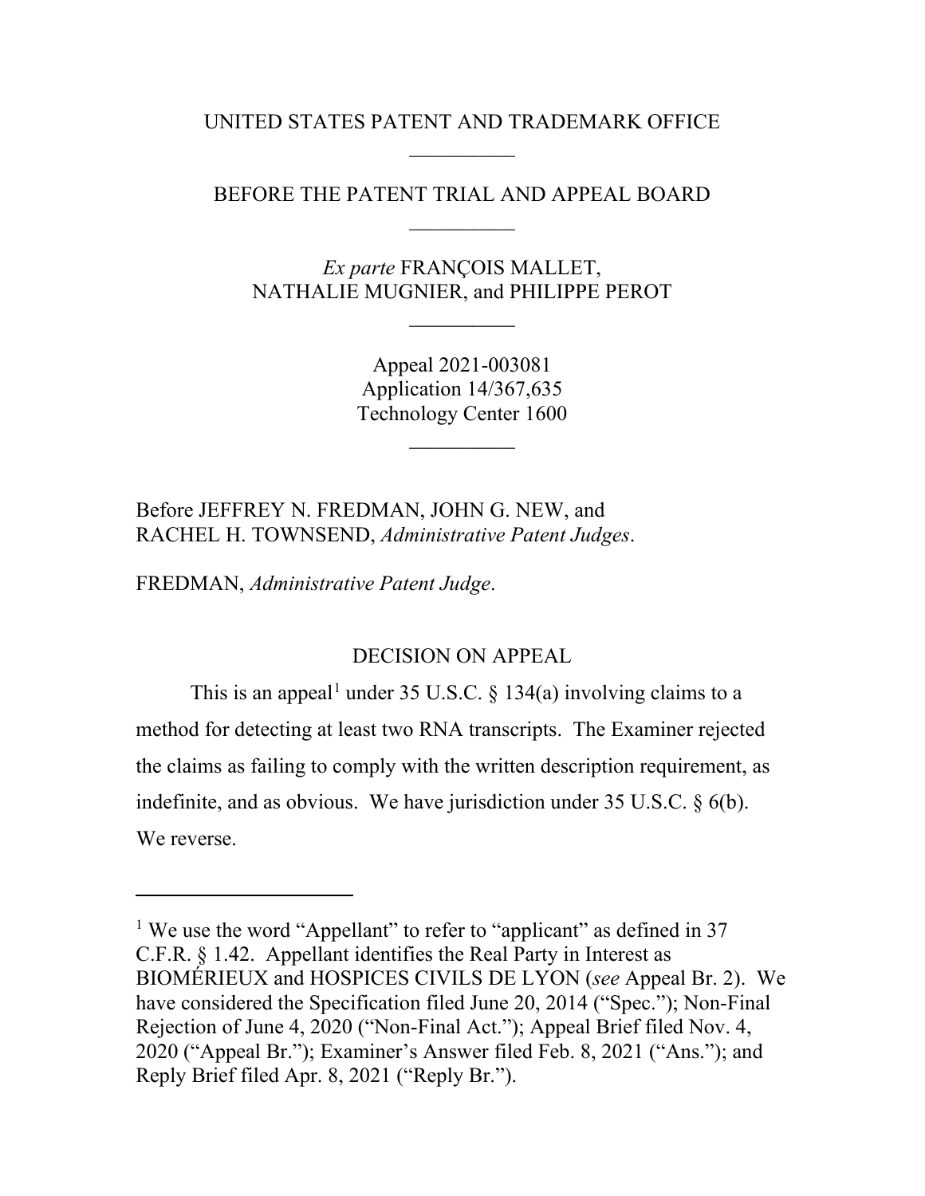UNITED STATES PATENT AND TRADEMARK OFFICE

---

BEFORE THE PATENT TRIAL AND APPEAL BOARD

---

*Ex parte* FRANÇOIS MALLET,
NATHALIE MUGNIER, and PHILIPPE PEROT

---

Appeal 2021-003081
Application 14/367,635
Technology Center 1600

---

Before JEFFREY N. FREDMAN, JOHN G. NEW, and RACHEL H. TOWNSEND, *Administrative Patent Judges*.

FREDMAN, *Administrative Patent Judge*.

DECISION ON APPEAL

This is an appeal[1] under 35 U.S.C. § 134(a) involving claims to a method for detecting at least two RNA transcripts. The Examiner rejected the claims as failing to comply with the written description requirement, as indefinite, and as obvious. We have jurisdiction under 35 U.S.C. § 6(b). We reverse.

---

[1] We use the word "Appellant" to refer to "applicant" as defined in 37 C.F.R. § 1.42. Appellant identifies the Real Party in Interest as BIOMÉRIEUX and HOSPICES CIVILS DE LYON (*see* Appeal Br. 2). We have considered the Specification filed June 20, 2014 ("Spec."); Non-Final Rejection of June 4, 2020 ("Non-Final Act."); Appeal Brief filed Nov. 4, 2020 ("Appeal Br."); Examiner's Answer filed Feb. 8, 2021 ("Ans."); and Reply Brief filed Apr. 8, 2021 ("Reply Br.").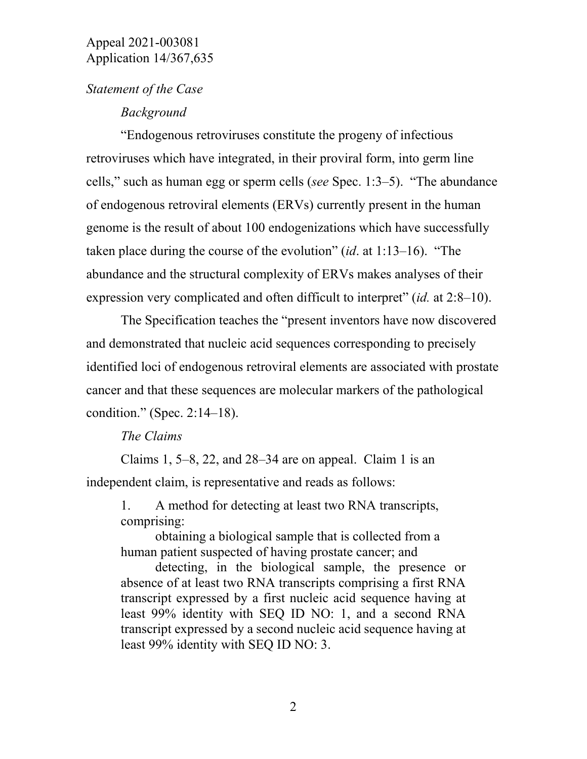*Statement of the Case*

*Background*

"Endogenous retroviruses constitute the progeny of infectious retroviruses which have integrated, in their proviral form, into germ line cells," such as human egg or sperm cells (*see* Spec. 1:3–5). "The abundance of endogenous retroviral elements (ERVs) currently present in the human genome is the result of about 100 endogenizations which have successfully taken place during the course of the evolution" (*id*. at 1:13–16). "The abundance and the structural complexity of ERVs makes analyses of their expression very complicated and often difficult to interpret" (*id.* at 2:8–10).

The Specification teaches the "present inventors have now discovered and demonstrated that nucleic acid sequences corresponding to precisely identified loci of endogenous retroviral elements are associated with prostate cancer and that these sequences are molecular markers of the pathological condition." (Spec. 2:14–18).

*The Claims*

Claims 1, 5–8, 22, and 28–34 are on appeal. Claim 1 is an independent claim, is representative and reads as follows:

> 1. A method for detecting at least two RNA transcripts, comprising:
>
> obtaining a biological sample that is collected from a human patient suspected of having prostate cancer; and
>
> detecting, in the biological sample, the presence or absence of at least two RNA transcripts comprising a first RNA transcript expressed by a first nucleic acid sequence having at least 99% identity with SEQ ID NO: 1, and a second RNA transcript expressed by a second nucleic acid sequence having at least 99% identity with SEQ ID NO: 3.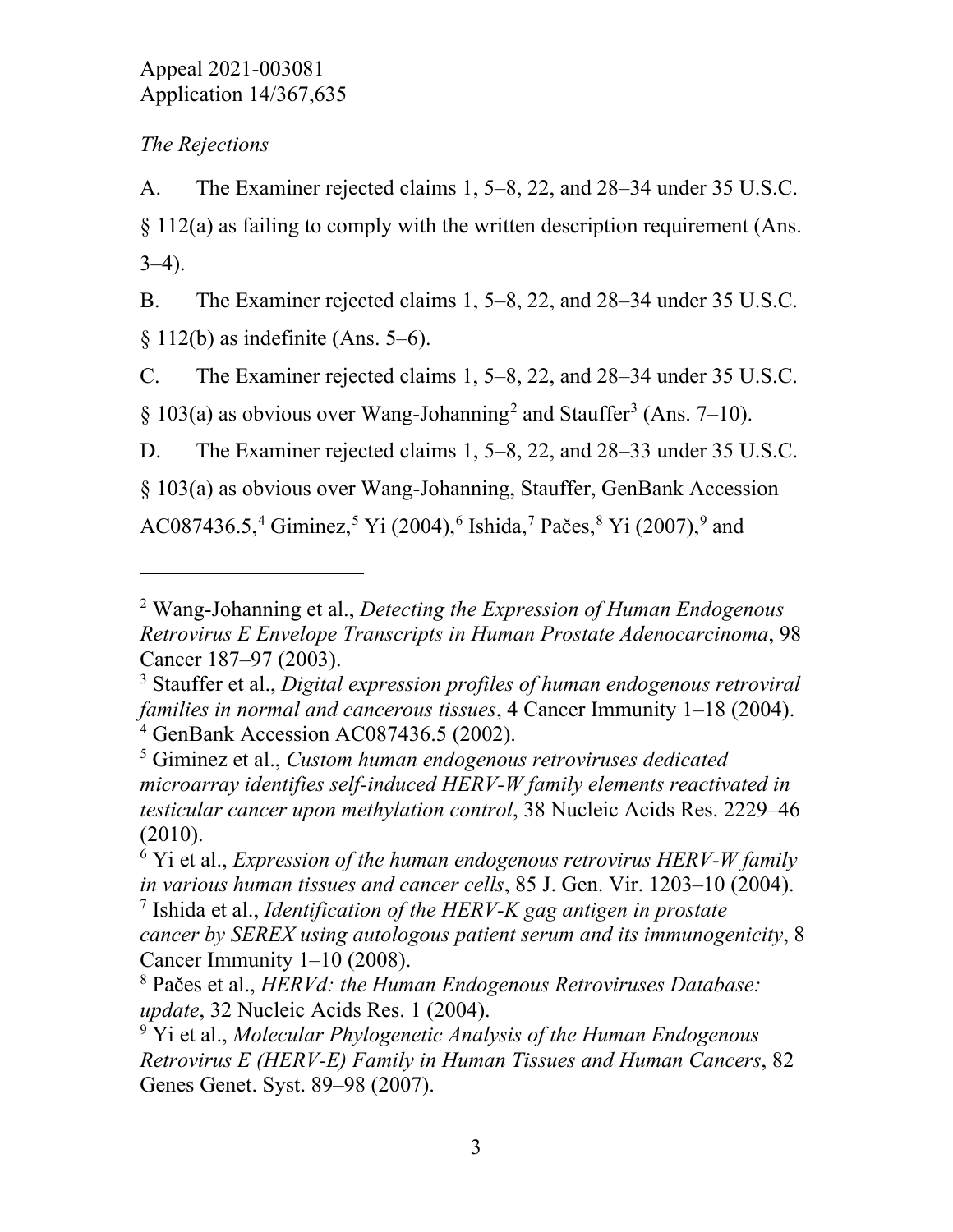*The Rejections*

A. The Examiner rejected claims 1, 5–8, 22, and 28–34 under 35 U.S.C. § 112(a) as failing to comply with the written description requirement (Ans. 3–4).

B. The Examiner rejected claims 1, 5–8, 22, and 28–34 under 35 U.S.C. § 112(b) as indefinite (Ans. 5–6).

C. The Examiner rejected claims 1, 5–8, 22, and 28–34 under 35 U.S.C. § 103(a) as obvious over Wang-Johanning[2] and Stauffer[3] (Ans. 7–10).

D. The Examiner rejected claims 1, 5–8, 22, and 28–33 under 35 U.S.C. § 103(a) as obvious over Wang-Johanning, Stauffer, GenBank Accession AC087436.5,[4] Giminez,[5] Yi (2004),[6] Ishida,[7] Pačes,[8] Yi (2007),[9] and

---

[2] Wang-Johanning et al., *Detecting the Expression of Human Endogenous Retrovirus E Envelope Transcripts in Human Prostate Adenocarcinoma*, 98 Cancer 187–97 (2003).

[3] Stauffer et al., *Digital expression profiles of human endogenous retroviral families in normal and cancerous tissues*, 4 Cancer Immunity 1–18 (2004).

[4] GenBank Accession AC087436.5 (2002).

[5] Giminez et al., *Custom human endogenous retroviruses dedicated microarray identifies self-induced HERV-W family elements reactivated in testicular cancer upon methylation control*, 38 Nucleic Acids Res. 2229–46 (2010).

[6] Yi et al., *Expression of the human endogenous retrovirus HERV-W family in various human tissues and cancer cells*, 85 J. Gen. Vir. 1203–10 (2004).

[7] Ishida et al., *Identification of the HERV-K gag antigen in prostate cancer by SEREX using autologous patient serum and its immunogenicity*, 8 Cancer Immunity 1–10 (2008).

[8] Pačes et al., *HERVd: the Human Endogenous Retroviruses Database: update*, 32 Nucleic Acids Res. 1 (2004).

[9] Yi et al., *Molecular Phylogenetic Analysis of the Human Endogenous Retrovirus E (HERV-E) Family in Human Tissues and Human Cancers*, 82 Genes Genet. Syst. 89–98 (2007).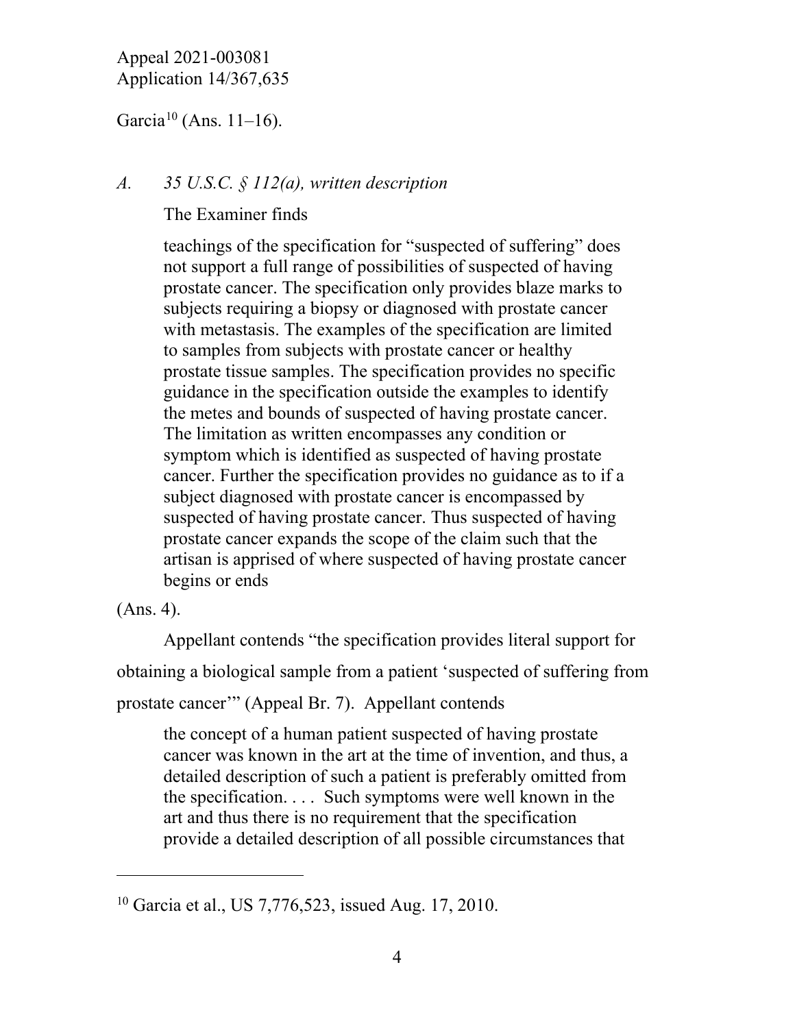Garcia[10] (Ans. 11–16).

### *A. 35 U.S.C. § 112(a), written description*

The Examiner finds

> teachings of the specification for "suspected of suffering" does not support a full range of possibilities of suspected of having prostate cancer. The specification only provides blaze marks to subjects requiring a biopsy or diagnosed with prostate cancer with metastasis. The examples of the specification are limited to samples from subjects with prostate cancer or healthy prostate tissue samples. The specification provides no specific guidance in the specification outside the examples to identify the metes and bounds of suspected of having prostate cancer. The limitation as written encompasses any condition or symptom which is identified as suspected of having prostate cancer. Further the specification provides no guidance as to if a subject diagnosed with prostate cancer is encompassed by suspected of having prostate cancer. Thus suspected of having prostate cancer expands the scope of the claim such that the artisan is apprised of where suspected of having prostate cancer begins or ends

(Ans. 4).

Appellant contends "the specification provides literal support for obtaining a biological sample from a patient 'suspected of suffering from prostate cancer'" (Appeal Br. 7). Appellant contends

> the concept of a human patient suspected of having prostate cancer was known in the art at the time of invention, and thus, a detailed description of such a patient is preferably omitted from the specification. . . . Such symptoms were well known in the art and thus there is no requirement that the specification provide a detailed description of all possible circumstances that

---

[10] Garcia et al., US 7,776,523, issued Aug. 17, 2010.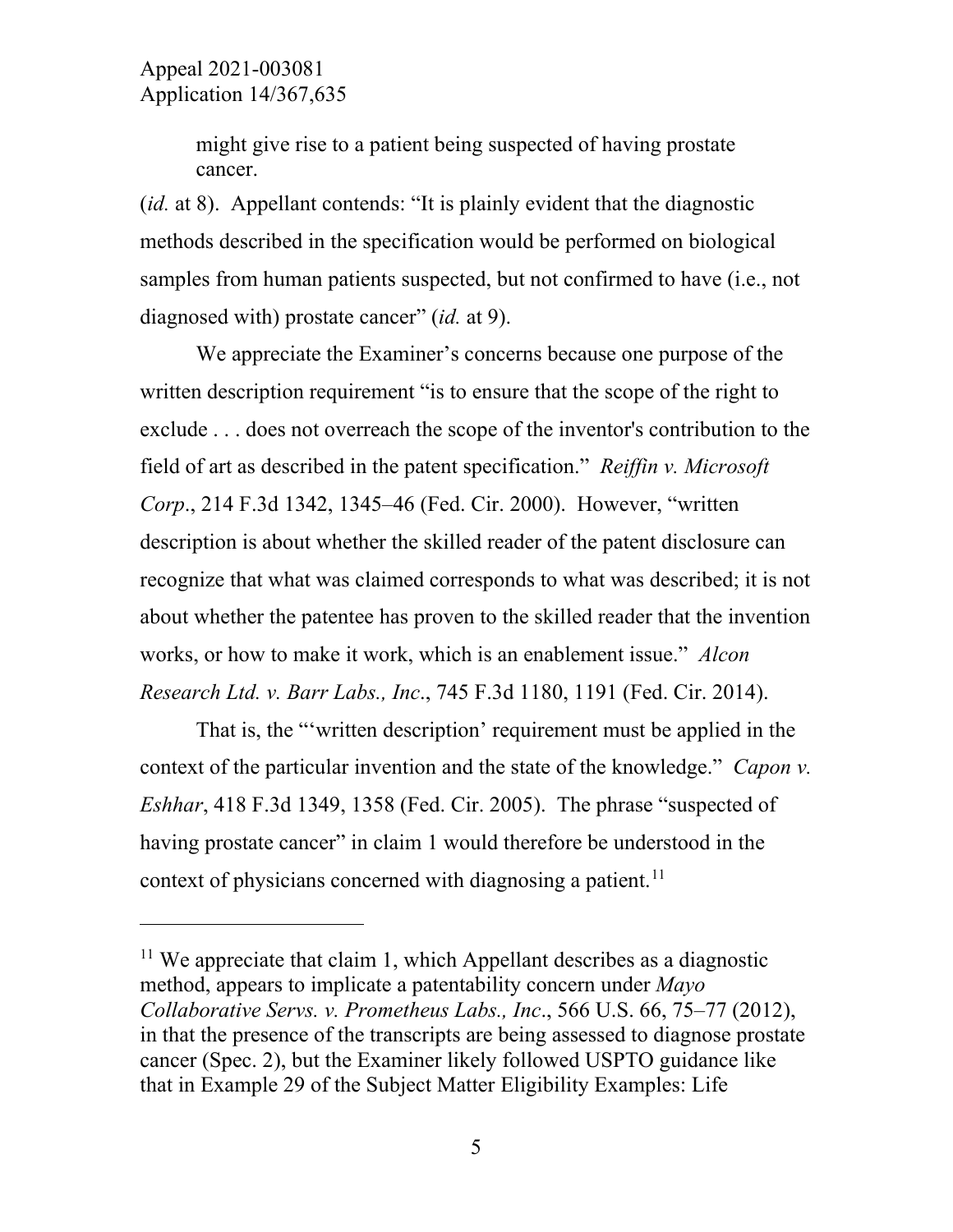might give rise to a patient being suspected of having prostate cancer.

(*id.* at 8). Appellant contends: "It is plainly evident that the diagnostic methods described in the specification would be performed on biological samples from human patients suspected, but not confirmed to have (i.e., not diagnosed with) prostate cancer" (*id.* at 9).

We appreciate the Examiner's concerns because one purpose of the written description requirement "is to ensure that the scope of the right to exclude . . . does not overreach the scope of the inventor's contribution to the field of art as described in the patent specification." *Reiffin v. Microsoft Corp*., 214 F.3d 1342, 1345–46 (Fed. Cir. 2000). However, "written description is about whether the skilled reader of the patent disclosure can recognize that what was claimed corresponds to what was described; it is not about whether the patentee has proven to the skilled reader that the invention works, or how to make it work, which is an enablement issue." *Alcon Research Ltd. v. Barr Labs., Inc*., 745 F.3d 1180, 1191 (Fed. Cir. 2014).

That is, the "'written description' requirement must be applied in the context of the particular invention and the state of the knowledge." *Capon v. Eshhar*, 418 F.3d 1349, 1358 (Fed. Cir. 2005). The phrase "suspected of having prostate cancer" in claim 1 would therefore be understood in the context of physicians concerned with diagnosing a patient.[11]

---

[11] We appreciate that claim 1, which Appellant describes as a diagnostic method, appears to implicate a patentability concern under *Mayo Collaborative Servs. v. Prometheus Labs., Inc*., 566 U.S. 66, 75–77 (2012), in that the presence of the transcripts are being assessed to diagnose prostate cancer (Spec. 2), but the Examiner likely followed USPTO guidance like that in Example 29 of the Subject Matter Eligibility Examples: Life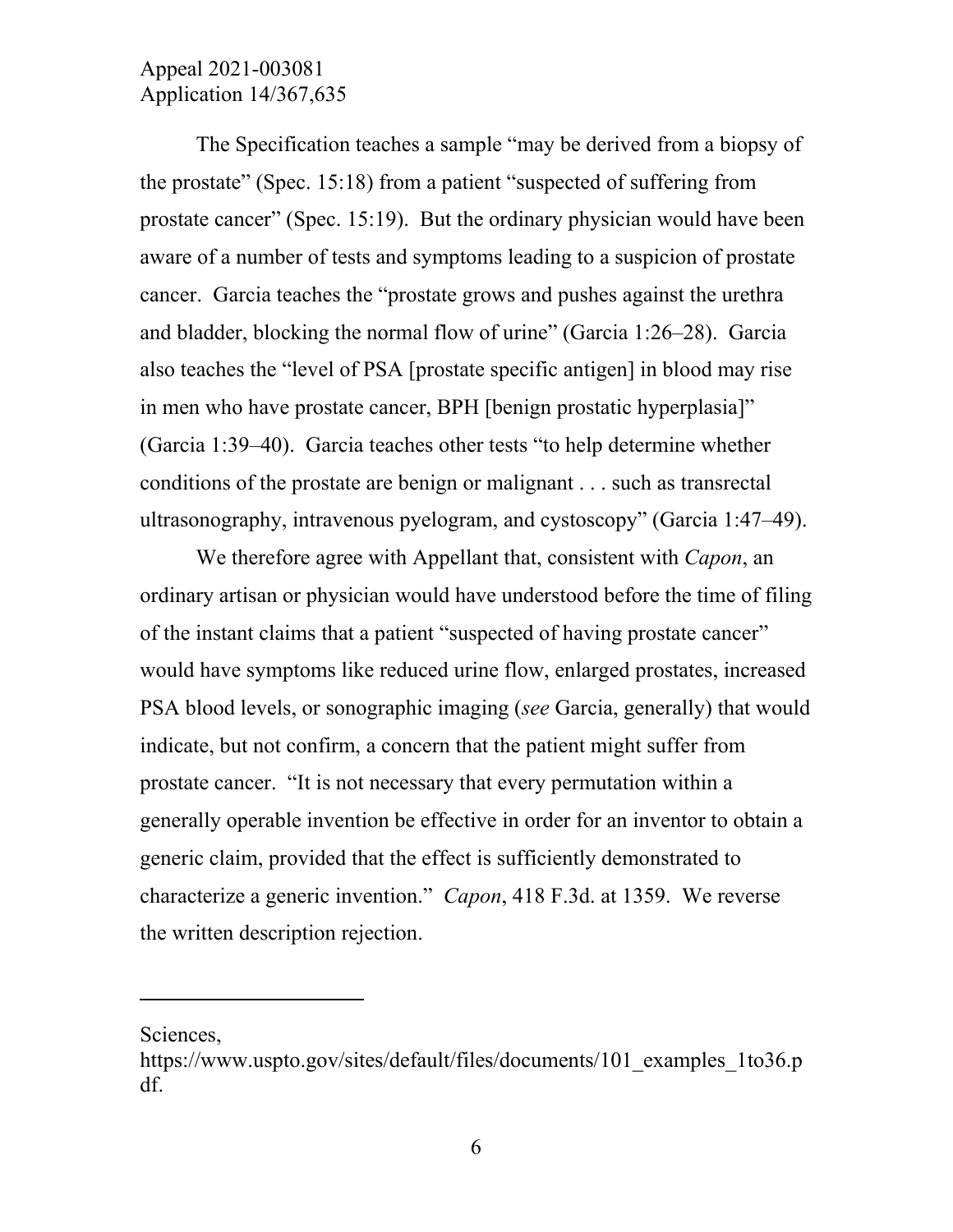The Specification teaches a sample "may be derived from a biopsy of the prostate" (Spec. 15:18) from a patient "suspected of suffering from prostate cancer" (Spec. 15:19). But the ordinary physician would have been aware of a number of tests and symptoms leading to a suspicion of prostate cancer. Garcia teaches the "prostate grows and pushes against the urethra and bladder, blocking the normal flow of urine" (Garcia 1:26–28). Garcia also teaches the "level of PSA [prostate specific antigen] in blood may rise in men who have prostate cancer, BPH [benign prostatic hyperplasia]" (Garcia 1:39–40). Garcia teaches other tests "to help determine whether conditions of the prostate are benign or malignant . . . such as transrectal ultrasonography, intravenous pyelogram, and cystoscopy" (Garcia 1:47–49).

We therefore agree with Appellant that, consistent with *Capon*, an ordinary artisan or physician would have understood before the time of filing of the instant claims that a patient "suspected of having prostate cancer" would have symptoms like reduced urine flow, enlarged prostates, increased PSA blood levels, or sonographic imaging (*see* Garcia, generally) that would indicate, but not confirm, a concern that the patient might suffer from prostate cancer. "It is not necessary that every permutation within a generally operable invention be effective in order for an inventor to obtain a generic claim, provided that the effect is sufficiently demonstrated to characterize a generic invention." *Capon*, 418 F.3d. at 1359. We reverse the written description rejection.

---

Sciences,
https://www.uspto.gov/sites/default/files/documents/101_examples_1to36.pdf.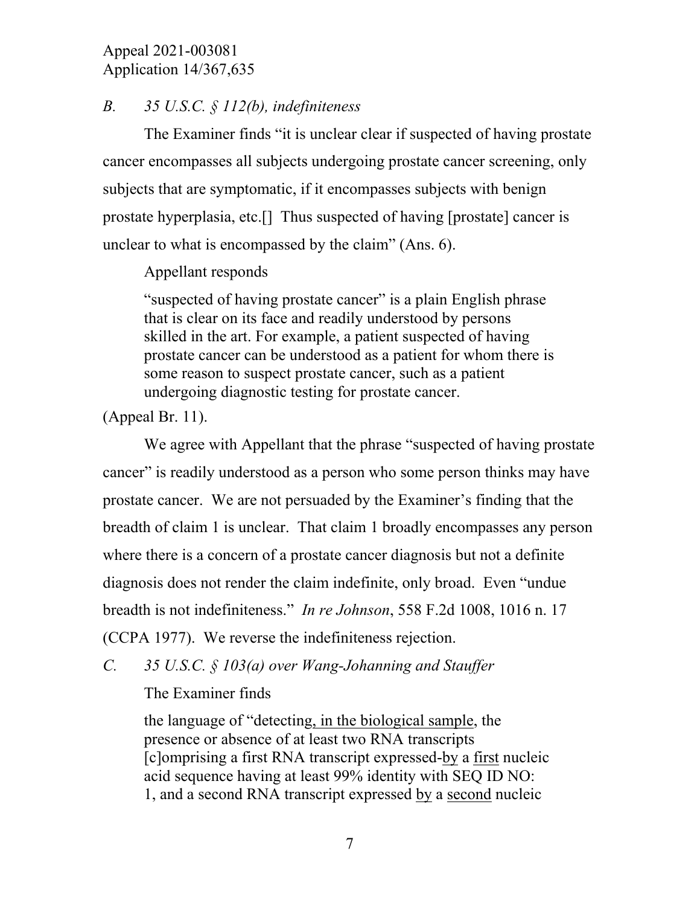*B. 35 U.S.C. § 112(b), indefiniteness*

The Examiner finds "it is unclear clear if suspected of having prostate cancer encompasses all subjects undergoing prostate cancer screening, only subjects that are symptomatic, if it encompasses subjects with benign prostate hyperplasia, etc.[] Thus suspected of having [prostate] cancer is unclear to what is encompassed by the claim" (Ans. 6).

Appellant responds

> "suspected of having prostate cancer" is a plain English phrase that is clear on its face and readily understood by persons skilled in the art. For example, a patient suspected of having prostate cancer can be understood as a patient for whom there is some reason to suspect prostate cancer, such as a patient undergoing diagnostic testing for prostate cancer.

(Appeal Br. 11).

We agree with Appellant that the phrase "suspected of having prostate cancer" is readily understood as a person who some person thinks may have prostate cancer. We are not persuaded by the Examiner's finding that the breadth of claim 1 is unclear. That claim 1 broadly encompasses any person where there is a concern of a prostate cancer diagnosis but not a definite diagnosis does not render the claim indefinite, only broad. Even "undue breadth is not indefiniteness." *In re Johnson*, 558 F.2d 1008, 1016 n. 17 (CCPA 1977). We reverse the indefiniteness rejection.

*C. 35 U.S.C. § 103(a) over Wang-Johanning and Stauffer*

The Examiner finds

> the language of "detecting<u>, in the biological sample</u>, the presence or absence of at least two RNA transcripts [c]omprising a first RNA transcript expressed-<u>by</u> a <u>first</u> nucleic acid sequence having at least 99% identity with SEQ ID NO: 1, and a second RNA transcript expressed <u>by</u> a <u>second</u> nucleic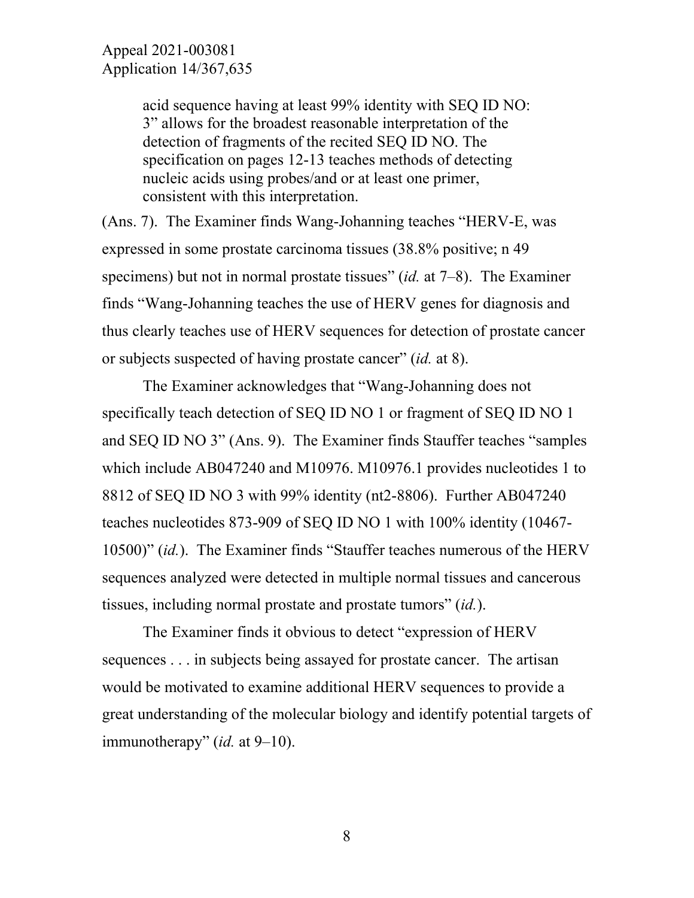> acid sequence having at least 99% identity with SEQ ID NO: 3" allows for the broadest reasonable interpretation of the detection of fragments of the recited SEQ ID NO. The specification on pages 12-13 teaches methods of detecting nucleic acids using probes/and or at least one primer, consistent with this interpretation.

(Ans. 7). The Examiner finds Wang-Johanning teaches "HERV-E, was expressed in some prostate carcinoma tissues (38.8% positive; n 49 specimens) but not in normal prostate tissues" (*id.* at 7–8). The Examiner finds "Wang-Johanning teaches the use of HERV genes for diagnosis and thus clearly teaches use of HERV sequences for detection of prostate cancer or subjects suspected of having prostate cancer" (*id.* at 8).

The Examiner acknowledges that "Wang-Johanning does not specifically teach detection of SEQ ID NO 1 or fragment of SEQ ID NO 1 and SEQ ID NO 3" (Ans. 9). The Examiner finds Stauffer teaches "samples which include AB047240 and M10976. M10976.1 provides nucleotides 1 to 8812 of SEQ ID NO 3 with 99% identity (nt2-8806). Further AB047240 teaches nucleotides 873-909 of SEQ ID NO 1 with 100% identity (10467-10500)" (*id.*). The Examiner finds "Stauffer teaches numerous of the HERV sequences analyzed were detected in multiple normal tissues and cancerous tissues, including normal prostate and prostate tumors" (*id.*).

The Examiner finds it obvious to detect "expression of HERV sequences . . . in subjects being assayed for prostate cancer. The artisan would be motivated to examine additional HERV sequences to provide a great understanding of the molecular biology and identify potential targets of immunotherapy" (*id.* at 9–10).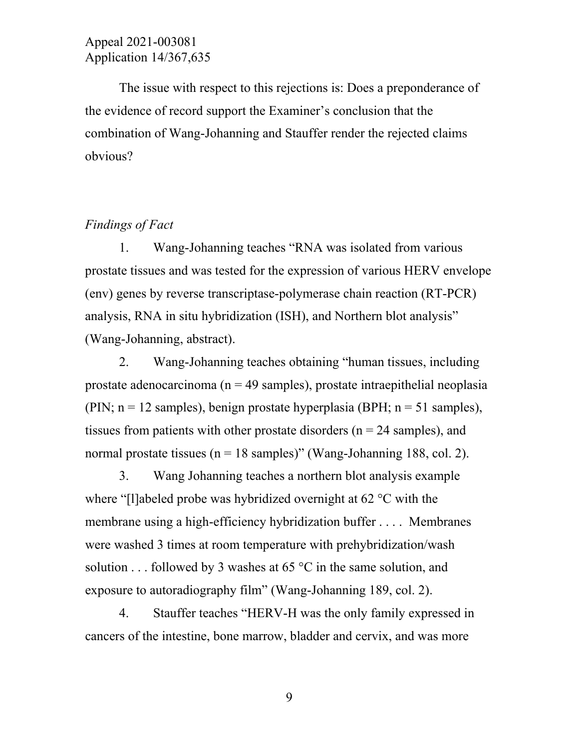The issue with respect to this rejections is: Does a preponderance of the evidence of record support the Examiner's conclusion that the combination of Wang-Johanning and Stauffer render the rejected claims obvious?

*Findings of Fact*

1. Wang-Johanning teaches "RNA was isolated from various prostate tissues and was tested for the expression of various HERV envelope (env) genes by reverse transcriptase-polymerase chain reaction (RT-PCR) analysis, RNA in situ hybridization (ISH), and Northern blot analysis" (Wang-Johanning, abstract).

2. Wang-Johanning teaches obtaining "human tissues, including prostate adenocarcinoma (n = 49 samples), prostate intraepithelial neoplasia (PIN; n = 12 samples), benign prostate hyperplasia (BPH; n = 51 samples), tissues from patients with other prostate disorders (n = 24 samples), and normal prostate tissues (n = 18 samples)" (Wang-Johanning 188, col. 2).

3. Wang Johanning teaches a northern blot analysis example where "[l]abeled probe was hybridized overnight at 62 °C with the membrane using a high-efficiency hybridization buffer . . . . Membranes were washed 3 times at room temperature with prehybridization/wash solution . . . followed by 3 washes at 65 °C in the same solution, and exposure to autoradiography film" (Wang-Johanning 189, col. 2).

4. Stauffer teaches "HERV-H was the only family expressed in cancers of the intestine, bone marrow, bladder and cervix, and was more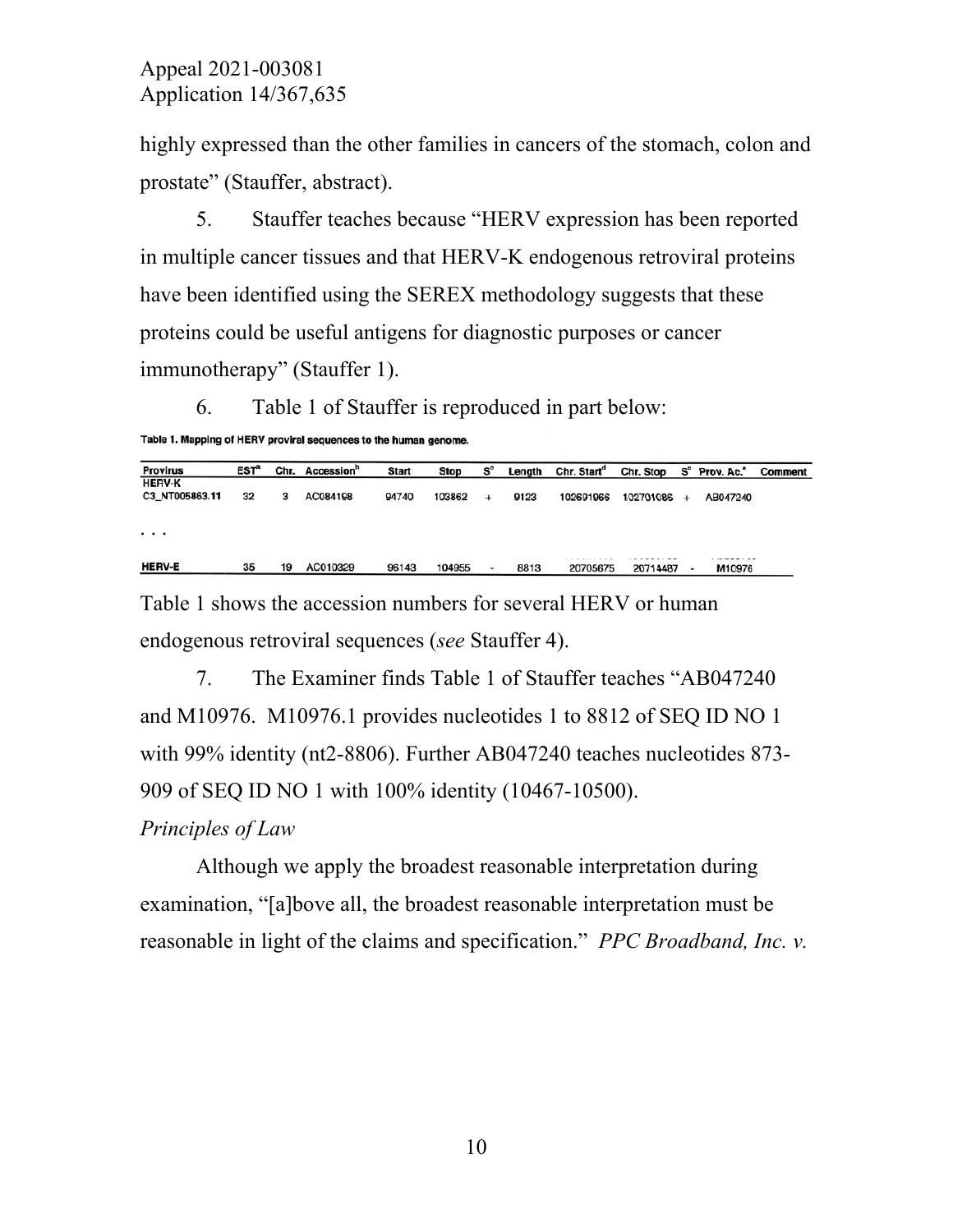highly expressed than the other families in cancers of the stomach, colon and prostate" (Stauffer, abstract).

5. Stauffer teaches because "HERV expression has been reported in multiple cancer tissues and that HERV-K endogenous retroviral proteins have been identified using the SEREX methodology suggests that these proteins could be useful antigens for diagnostic purposes or cancer immunotherapy" (Stauffer 1).

6. Table 1 of Stauffer is reproduced in part below:

**Table 1. Mapping of HERV proviral sequences to the human genome.**

| Provirus | EST[a] | Chr. | Accession[b] | Start | Stop | S[c] | Length | Chr. Start[d] | Chr. Stop | S[c] | Prov. Ac.[e] | Comment |
|---|---|---|---|---|---|---|---|---|---|---|---|---|
| HERV-K C3_NT005863.11 | 32 | 3 | AC084198 | 94740 | 103862 | + | 9123 | 102691966 | 102701086 | + | AB047240 | |
| . . . | | | | | | | | | | | | |
| HERV-E | 35 | 19 | AC010329 | 96143 | 104955 | - | 8813 | 20705675 | 20714487 | - | M10976 | |

Table 1 shows the accession numbers for several HERV or human endogenous retroviral sequences (*see* Stauffer 4).

7. The Examiner finds Table 1 of Stauffer teaches "AB047240 and M10976. M10976.1 provides nucleotides 1 to 8812 of SEQ ID NO 1 with 99% identity (nt2-8806). Further AB047240 teaches nucleotides 873-909 of SEQ ID NO 1 with 100% identity (10467-10500).

*Principles of Law*

Although we apply the broadest reasonable interpretation during examination, "[a]bove all, the broadest reasonable interpretation must be reasonable in light of the claims and specification." *PPC Broadband, Inc. v.*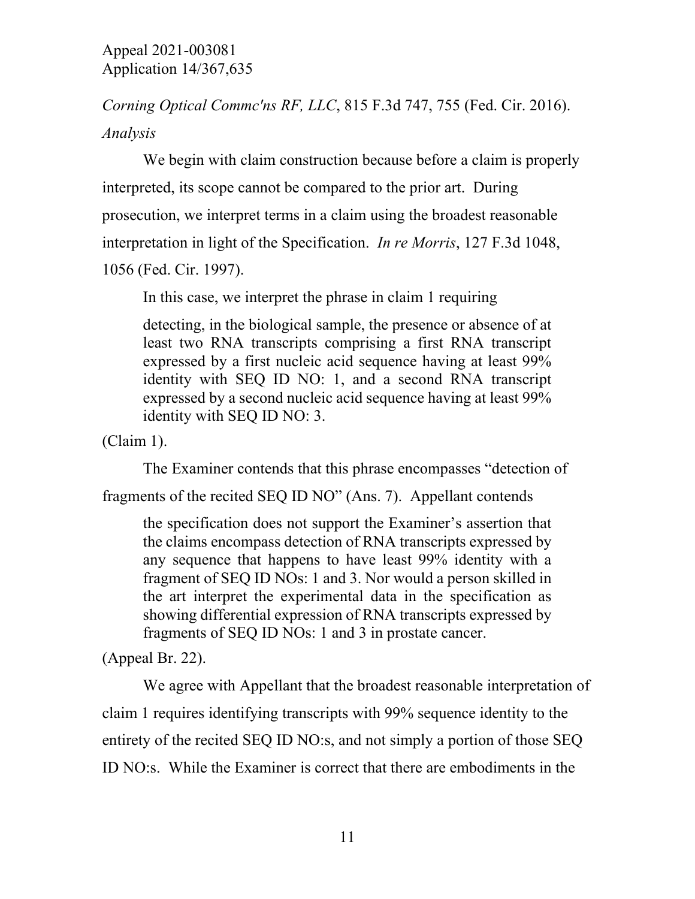*Corning Optical Commc'ns RF, LLC*, 815 F.3d 747, 755 (Fed. Cir. 2016).

*Analysis*

We begin with claim construction because before a claim is properly interpreted, its scope cannot be compared to the prior art. During prosecution, we interpret terms in a claim using the broadest reasonable interpretation in light of the Specification. *In re Morris*, 127 F.3d 1048, 1056 (Fed. Cir. 1997).

In this case, we interpret the phrase in claim 1 requiring

> detecting, in the biological sample, the presence or absence of at least two RNA transcripts comprising a first RNA transcript expressed by a first nucleic acid sequence having at least 99% identity with SEQ ID NO: 1, and a second RNA transcript expressed by a second nucleic acid sequence having at least 99% identity with SEQ ID NO: 3.

(Claim 1).

The Examiner contends that this phrase encompasses "detection of fragments of the recited SEQ ID NO" (Ans. 7). Appellant contends

> the specification does not support the Examiner's assertion that the claims encompass detection of RNA transcripts expressed by any sequence that happens to have least 99% identity with a fragment of SEQ ID NOs: 1 and 3. Nor would a person skilled in the art interpret the experimental data in the specification as showing differential expression of RNA transcripts expressed by fragments of SEQ ID NOs: 1 and 3 in prostate cancer.

(Appeal Br. 22).

We agree with Appellant that the broadest reasonable interpretation of claim 1 requires identifying transcripts with 99% sequence identity to the entirety of the recited SEQ ID NO:s, and not simply a portion of those SEQ ID NO:s. While the Examiner is correct that there are embodiments in the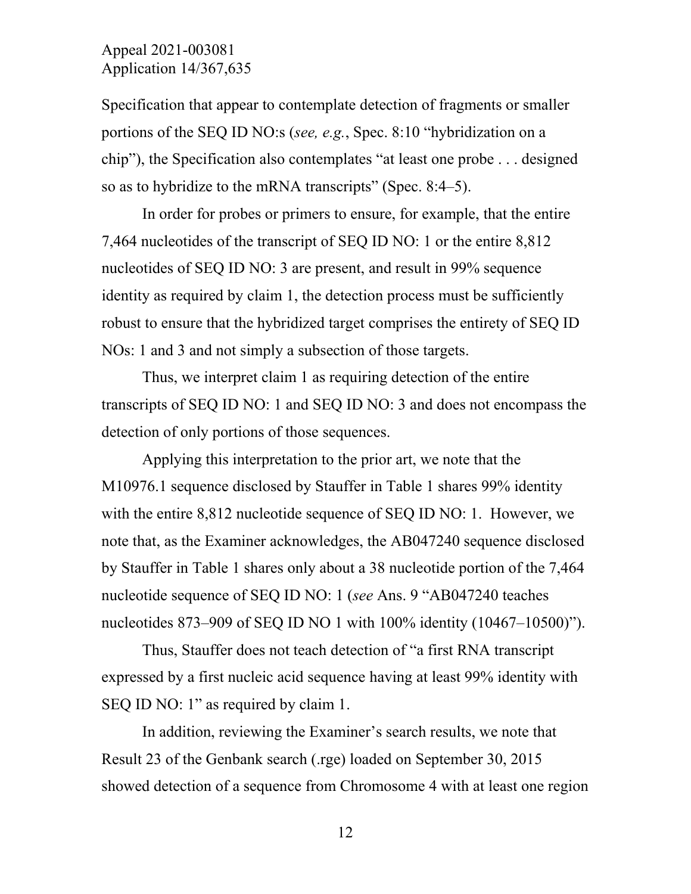Specification that appear to contemplate detection of fragments or smaller portions of the SEQ ID NO:s (*see, e.g.*, Spec. 8:10 "hybridization on a chip"), the Specification also contemplates "at least one probe . . . designed so as to hybridize to the mRNA transcripts" (Spec. 8:4–5).

In order for probes or primers to ensure, for example, that the entire 7,464 nucleotides of the transcript of SEQ ID NO: 1 or the entire 8,812 nucleotides of SEQ ID NO: 3 are present, and result in 99% sequence identity as required by claim 1, the detection process must be sufficiently robust to ensure that the hybridized target comprises the entirety of SEQ ID NOs: 1 and 3 and not simply a subsection of those targets.

Thus, we interpret claim 1 as requiring detection of the entire transcripts of SEQ ID NO: 1 and SEQ ID NO: 3 and does not encompass the detection of only portions of those sequences.

Applying this interpretation to the prior art, we note that the M10976.1 sequence disclosed by Stauffer in Table 1 shares 99% identity with the entire 8,812 nucleotide sequence of SEQ ID NO: 1. However, we note that, as the Examiner acknowledges, the AB047240 sequence disclosed by Stauffer in Table 1 shares only about a 38 nucleotide portion of the 7,464 nucleotide sequence of SEQ ID NO: 1 (*see* Ans. 9 "AB047240 teaches nucleotides 873–909 of SEQ ID NO 1 with 100% identity (10467–10500)").

Thus, Stauffer does not teach detection of "a first RNA transcript expressed by a first nucleic acid sequence having at least 99% identity with SEQ ID NO: 1" as required by claim 1.

In addition, reviewing the Examiner's search results, we note that Result 23 of the Genbank search (.rge) loaded on September 30, 2015 showed detection of a sequence from Chromosome 4 with at least one region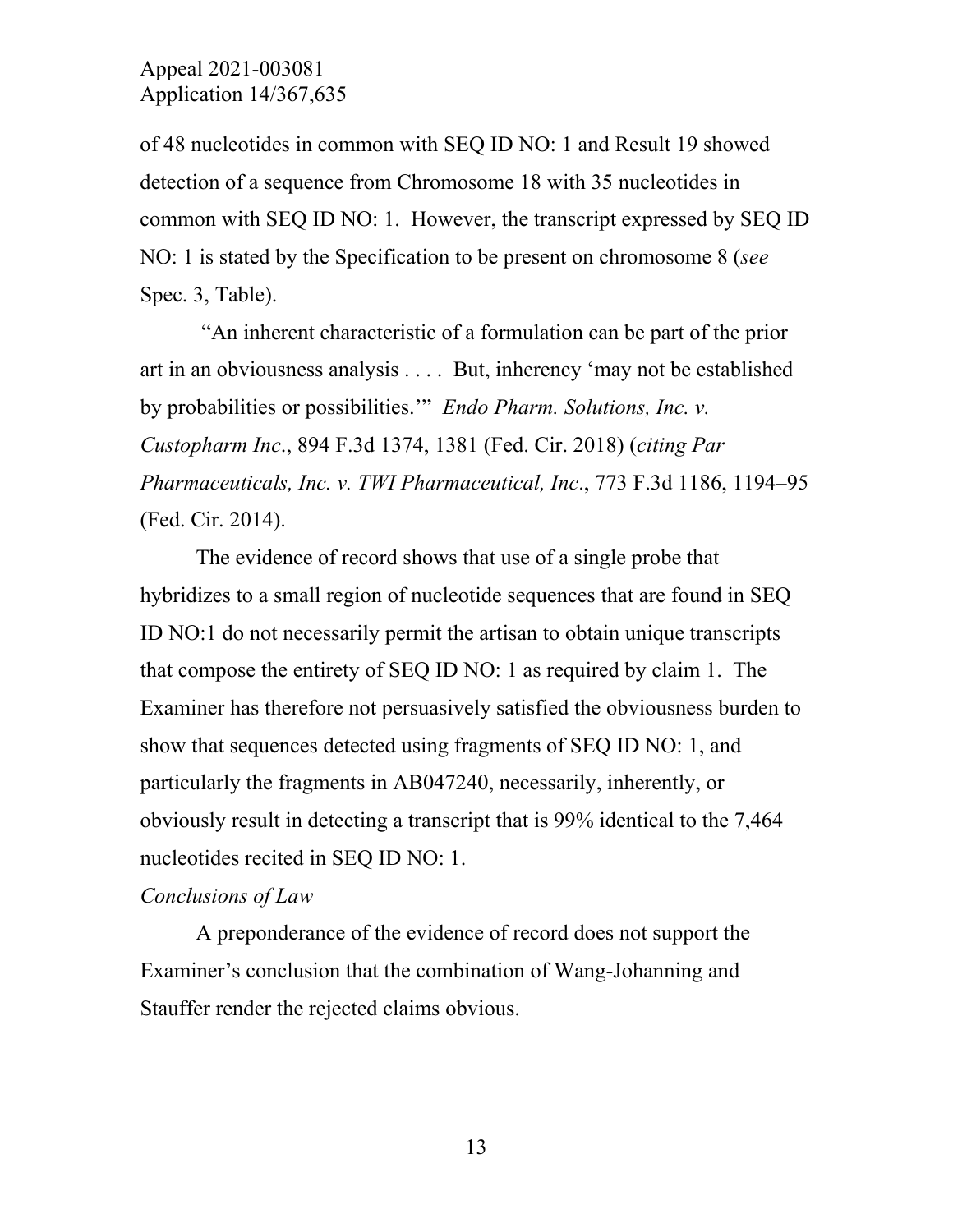of 48 nucleotides in common with SEQ ID NO: 1 and Result 19 showed detection of a sequence from Chromosome 18 with 35 nucleotides in common with SEQ ID NO: 1. However, the transcript expressed by SEQ ID NO: 1 is stated by the Specification to be present on chromosome 8 (*see* Spec. 3, Table).

"An inherent characteristic of a formulation can be part of the prior art in an obviousness analysis . . . . But, inherency 'may not be established by probabilities or possibilities.'" *Endo Pharm. Solutions, Inc. v. Custopharm Inc*., 894 F.3d 1374, 1381 (Fed. Cir. 2018) (*citing Par Pharmaceuticals, Inc. v. TWI Pharmaceutical, Inc*., 773 F.3d 1186, 1194–95 (Fed. Cir. 2014).

The evidence of record shows that use of a single probe that hybridizes to a small region of nucleotide sequences that are found in SEQ ID NO:1 do not necessarily permit the artisan to obtain unique transcripts that compose the entirety of SEQ ID NO: 1 as required by claim 1. The Examiner has therefore not persuasively satisfied the obviousness burden to show that sequences detected using fragments of SEQ ID NO: 1, and particularly the fragments in AB047240, necessarily, inherently, or obviously result in detecting a transcript that is 99% identical to the 7,464 nucleotides recited in SEQ ID NO: 1.

*Conclusions of Law*

A preponderance of the evidence of record does not support the Examiner's conclusion that the combination of Wang-Johanning and Stauffer render the rejected claims obvious.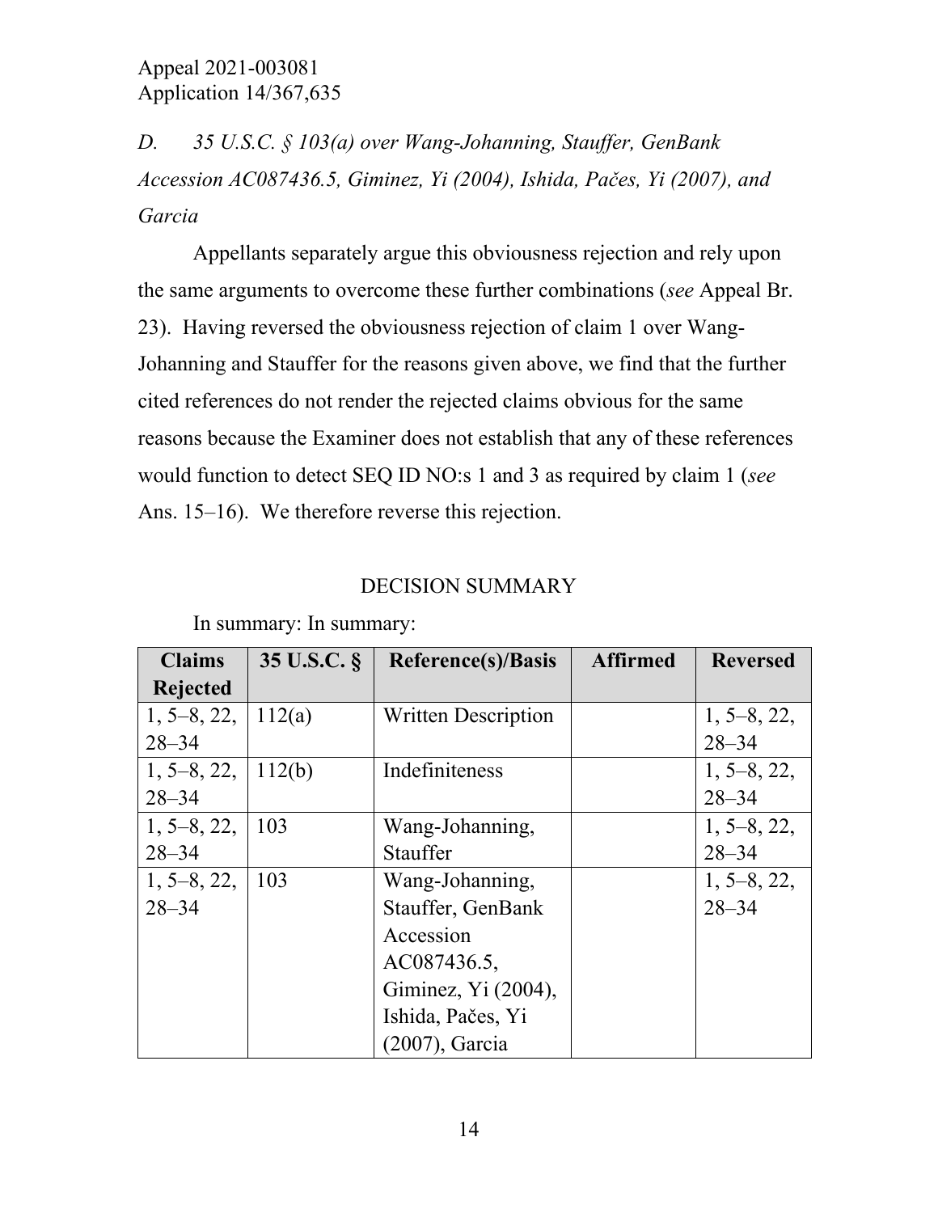*D. 35 U.S.C. § 103(a) over Wang-Johanning, Stauffer, GenBank Accession AC087436.5, Giminez, Yi (2004), Ishida, Pačes, Yi (2007), and Garcia*

Appellants separately argue this obviousness rejection and rely upon the same arguments to overcome these further combinations (*see* Appeal Br. 23). Having reversed the obviousness rejection of claim 1 over Wang-Johanning and Stauffer for the reasons given above, we find that the further cited references do not render the rejected claims obvious for the same reasons because the Examiner does not establish that any of these references would function to detect SEQ ID NO:s 1 and 3 as required by claim 1 (*see* Ans. 15–16). We therefore reverse this rejection.

## DECISION SUMMARY

In summary: In summary:

| Claims Rejected | 35 U.S.C. § | Reference(s)/Basis | Affirmed | Reversed |
|---|---|---|---|---|
| 1, 5–8, 22, 28–34 | 112(a) | Written Description | | 1, 5–8, 22, 28–34 |
| 1, 5–8, 22, 28–34 | 112(b) | Indefiniteness | | 1, 5–8, 22, 28–34 |
| 1, 5–8, 22, 28–34 | 103 | Wang-Johanning, Stauffer | | 1, 5–8, 22, 28–34 |
| 1, 5–8, 22, 28–34 | 103 | Wang-Johanning, Stauffer, GenBank Accession AC087436.5, Giminez, Yi (2004), Ishida, Pačes, Yi (2007), Garcia | | 1, 5–8, 22, 28–34 |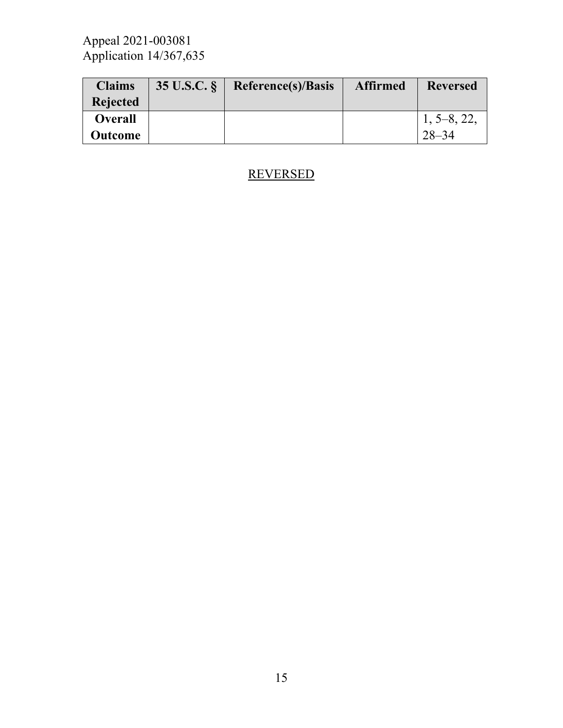| Claims Rejected | 35 U.S.C. § | Reference(s)/Basis | Affirmed | Reversed |
|---|---|---|---|---|
| **Overall Outcome** | | | | 1, 5–8, 22, 28–34 |

REVERSED